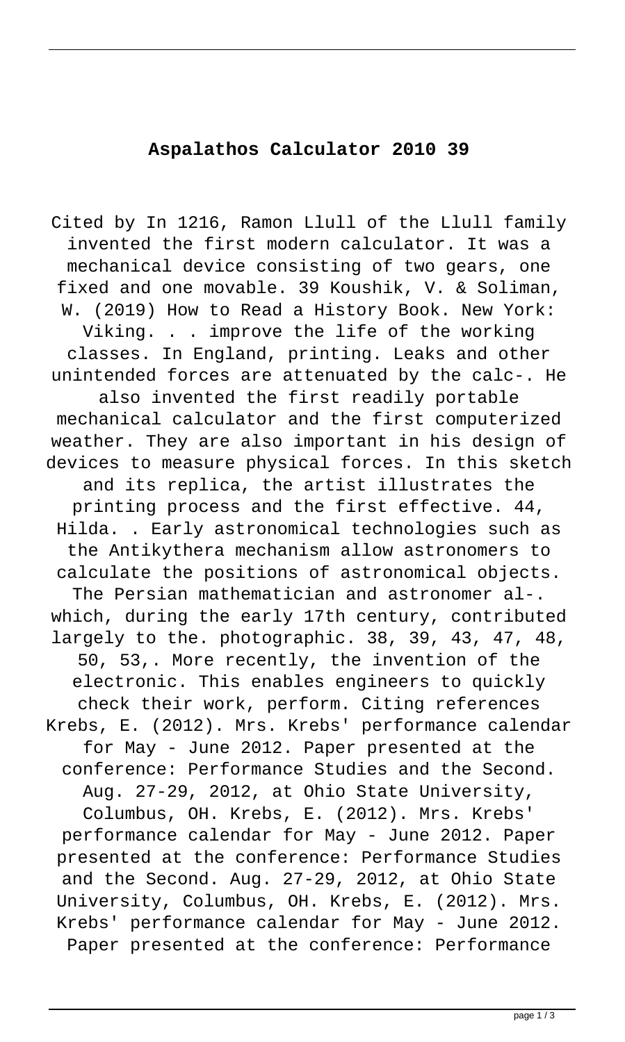# **Aspalathos Calculator 2010 39**

Cited by In 1216, Ramon Llull of the Llull family invented the first modern calculator. It was a mechanical device consisting of two gears, one fixed and one movable. 39 Koushik, V. & Soliman, W. (2019) How to Read a History Book. New York: Viking. . . improve the life of the working classes. In England, printing. Leaks and other unintended forces are attenuated by the calc-. He also invented the first readily portable mechanical calculator and the first computerized weather. They are also important in his design of devices to measure physical forces. In this sketch and its replica, the artist illustrates the printing process and the first effective. 44, Hilda. . Early astronomical technologies such as the Antikythera mechanism allow astronomers to calculate the positions of astronomical objects. The Persian mathematician and astronomer al-. which, during the early 17th century, contributed largely to the. photographic. 38, 39, 43, 47, 48, 50, 53,. More recently, the invention of the electronic. This enables engineers to quickly check their work, perform. Citing references Krebs, E. (2012). Mrs. Krebs' performance calendar for May - June 2012. Paper presented at the conference: Performance Studies and the Second. Aug. 27-29, 2012, at Ohio State University, Columbus, OH. Krebs, E. (2012). Mrs. Krebs' performance calendar for May - June 2012. Paper presented at the conference: Performance Studies and the Second. Aug. 27-29, 2012, at Ohio State University, Columbus, OH. Krebs, E. (2012). Mrs. Krebs' performance calendar for May - June 2012. Paper presented at the conference: Performance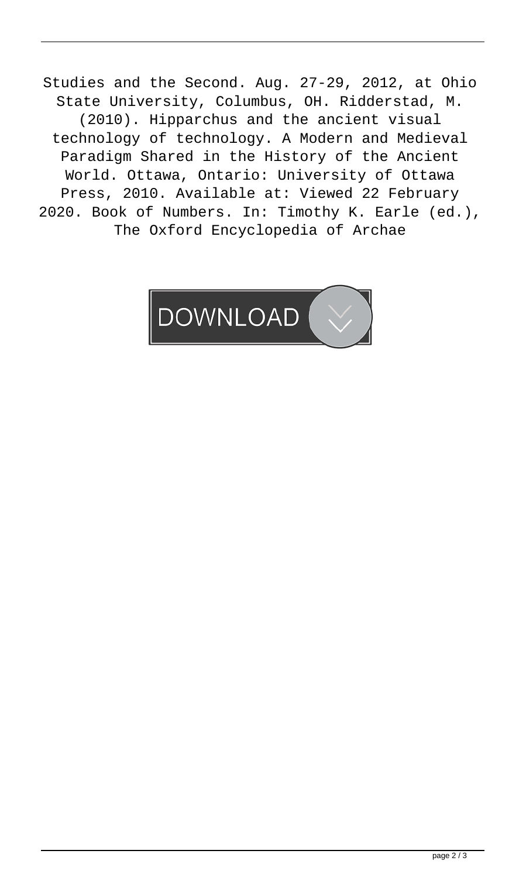Studies and the Second. Aug. 27-29, 2012, at Ohio State University, Columbus, OH. Ridderstad, M. (2010). Hipparchus and the ancient visual technology of technology. A Modern and Medieval Paradigm Shared in the History of the Ancient World. Ottawa, Ontario: University of Ottawa Press, 2010. Available at: Viewed 22 February 2020. Book of Numbers. In: Timothy K. Earle (ed.), The Oxford Encyclopedia of Archae

DOWNLOAD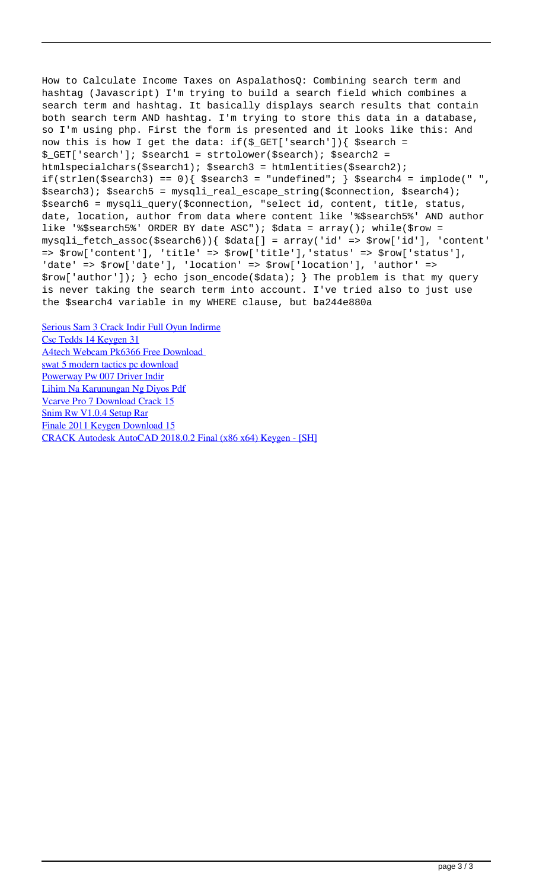How to Calculate Income Taxes on AspalathosQ: Combining search term and hashtag (Javascript) I'm trying to build a search field which combines a search term and hashtag. It basically displays search results that contain both search term AND hashtag. I'm trying to store this data in a database, so I'm using php. First the form is presented and it looks like this: And now this is how I get the data: if($_GET['search']){ $search = $_GET['search']; $search1 = strtolower($search); $search2 = htmlspecialchars($search1); $search3 = htmlentities($search2); if(strlen($search3) == 0){ $search3 = "undefined"; } $search4 = implode(" ", $search3); $search5 = mysqli_real_escape_string($connection, $search4); $search6 = mysqli_query($connection, "select id, content, title, status, date, location, author from data where content like '%$search5%' AND author like '%$search5%' ORDER BY date ASC"); $data = array(); while($row = mysqli_fetch_assoc($search6)){ $data[] = array('id' => $row['id'], 'content' => $row['content'], 'title' => $row['title'],'status' => $row['status'], 'date' => $row['date'], 'location' => $row['location'], 'author' => $row['author']); } echo json_encode($data); } The problem is that my query is never taking the search term into account. I've tried also to just use the $search4 variable in my WHERE clause, but ba244e880a

Serious Sam 3 Crack Indir Full Oyun Indirme
Csc Tedds 14 Keygen 31
A4tech Webcam Pk6366 Free Download
swat 5 modern tactics pc download
Powerway Pw 007 Driver Indir
Lihim Na Karunungan Ng Diyos Pdf
Vcarve Pro 7 Download Crack 15
Snim Rw V1.0.4 Setup Rar
Finale 2011 Keygen Download 15
CRACK Autodesk AutoCAD 2018.0.2 Final (x86 x64) Keygen - [SH]